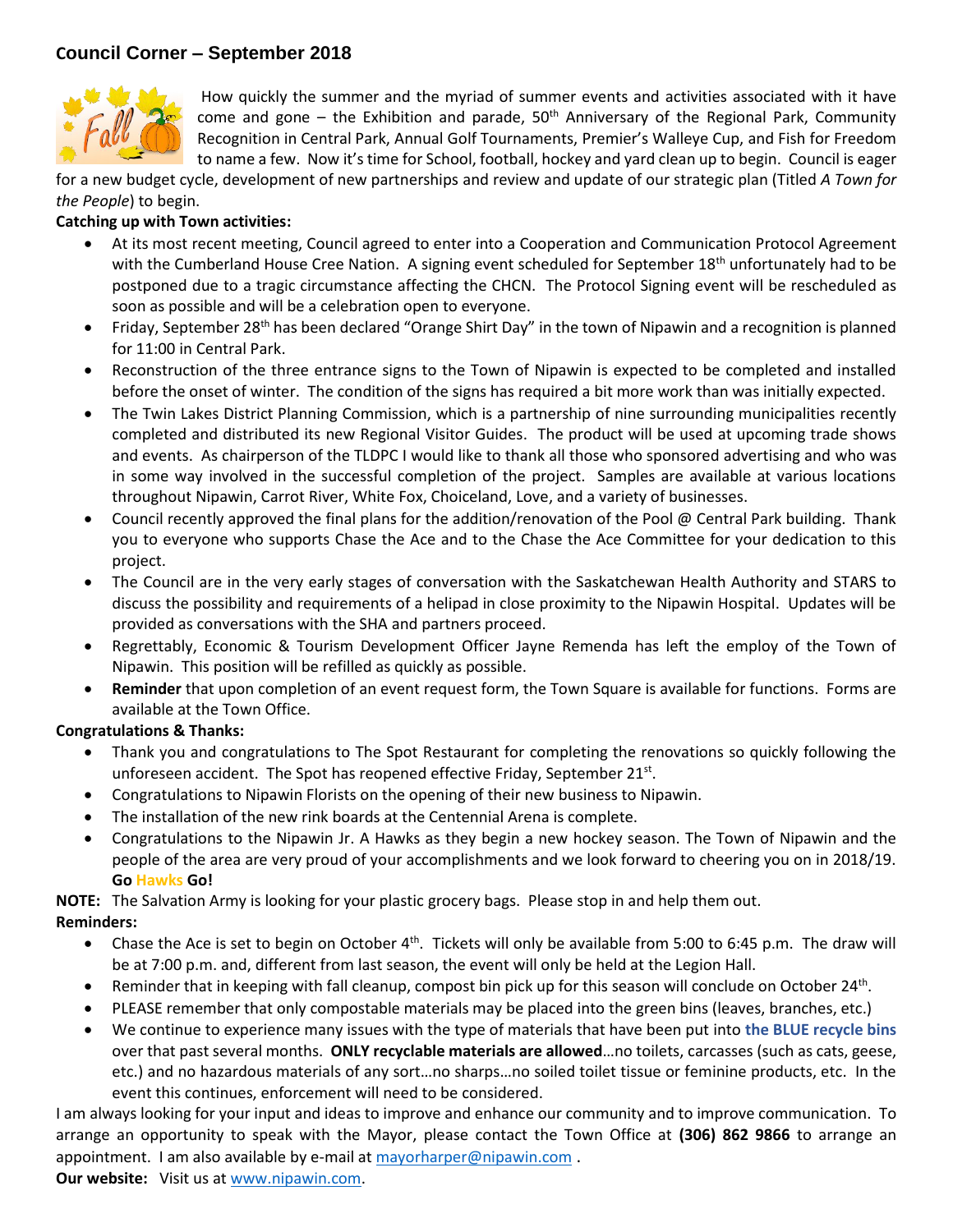# Council Corner – September 2018

How quickly the summer and the myriad of summer events and activities associated with it have come and gone – the Exhibition and parade, 50th Anniversary of the Regional Park, Community Recognition in Central Park, Annual Golf Tournaments, Premier's Walleye Cup, and Fish for Freedom to name a few. Now it's time for School, football, hockey and yard clean up to begin. Council is eager for a new budget cycle, development of new partnerships and review and update of our strategic plan (Titled *A Town for the People*) to begin.

**Catching up with Town activities:**

- At its most recent meeting, Council agreed to enter into a Cooperation and Communication Protocol Agreement with the Cumberland House Cree Nation. A signing event scheduled for September 18th unfortunately had to be postponed due to a tragic circumstance affecting the CHCN. The Protocol Signing event will be rescheduled as soon as possible and will be a celebration open to everyone.
- Friday, September 28th has been declared "Orange Shirt Day" in the town of Nipawin and a recognition is planned for 11:00 in Central Park.
- Reconstruction of the three entrance signs to the Town of Nipawin is expected to be completed and installed before the onset of winter. The condition of the signs has required a bit more work than was initially expected.
- The Twin Lakes District Planning Commission, which is a partnership of nine surrounding municipalities recently completed and distributed its new Regional Visitor Guides. The product will be used at upcoming trade shows and events. As chairperson of the TLDPC I would like to thank all those who sponsored advertising and who was in some way involved in the successful completion of the project. Samples are available at various locations throughout Nipawin, Carrot River, White Fox, Choiceland, Love, and a variety of businesses.
- Council recently approved the final plans for the addition/renovation of the Pool @ Central Park building. Thank you to everyone who supports Chase the Ace and to the Chase the Ace Committee for your dedication to this project.
- The Council are in the very early stages of conversation with the Saskatchewan Health Authority and STARS to discuss the possibility and requirements of a helipad in close proximity to the Nipawin Hospital. Updates will be provided as conversations with the SHA and partners proceed.
- Regrettably, Economic & Tourism Development Officer Jayne Remenda has left the employ of the Town of Nipawin. This position will be refilled as quickly as possible.
- **Reminder** that upon completion of an event request form, the Town Square is available for functions. Forms are available at the Town Office.

**Congratulations & Thanks:**

- Thank you and congratulations to The Spot Restaurant for completing the renovations so quickly following the unforeseen accident. The Spot has reopened effective Friday, September 21st.
- Congratulations to Nipawin Florists on the opening of their new business to Nipawin.
- The installation of the new rink boards at the Centennial Arena is complete.
- Congratulations to the Nipawin Jr. A Hawks as they begin a new hockey season. The Town of Nipawin and the people of the area are very proud of your accomplishments and we look forward to cheering you on in 2018/19. **Go Hawks Go!**

**NOTE:** The Salvation Army is looking for your plastic grocery bags. Please stop in and help them out.

**Reminders:**

- Chase the Ace is set to begin on October 4th. Tickets will only be available from 5:00 to 6:45 p.m. The draw will be at 7:00 p.m. and, different from last season, the event will only be held at the Legion Hall.
- Reminder that in keeping with fall cleanup, compost bin pick up for this season will conclude on October 24th.
- PLEASE remember that only compostable materials may be placed into the green bins (leaves, branches, etc.)
- We continue to experience many issues with the type of materials that have been put into **the BLUE recycle bins** over that past several months. **ONLY recyclable materials are allowed**…no toilets, carcasses (such as cats, geese, etc.) and no hazardous materials of any sort…no sharps…no soiled toilet tissue or feminine products, etc. In the event this continues, enforcement will need to be considered.

I am always looking for your input and ideas to improve and enhance our community and to improve communication. To arrange an opportunity to speak with the Mayor, please contact the Town Office at **(306) 862 9866** to arrange an appointment. I am also available by e-mail at mayorharper@nipawin.com .

**Our website:** Visit us at www.nipawin.com.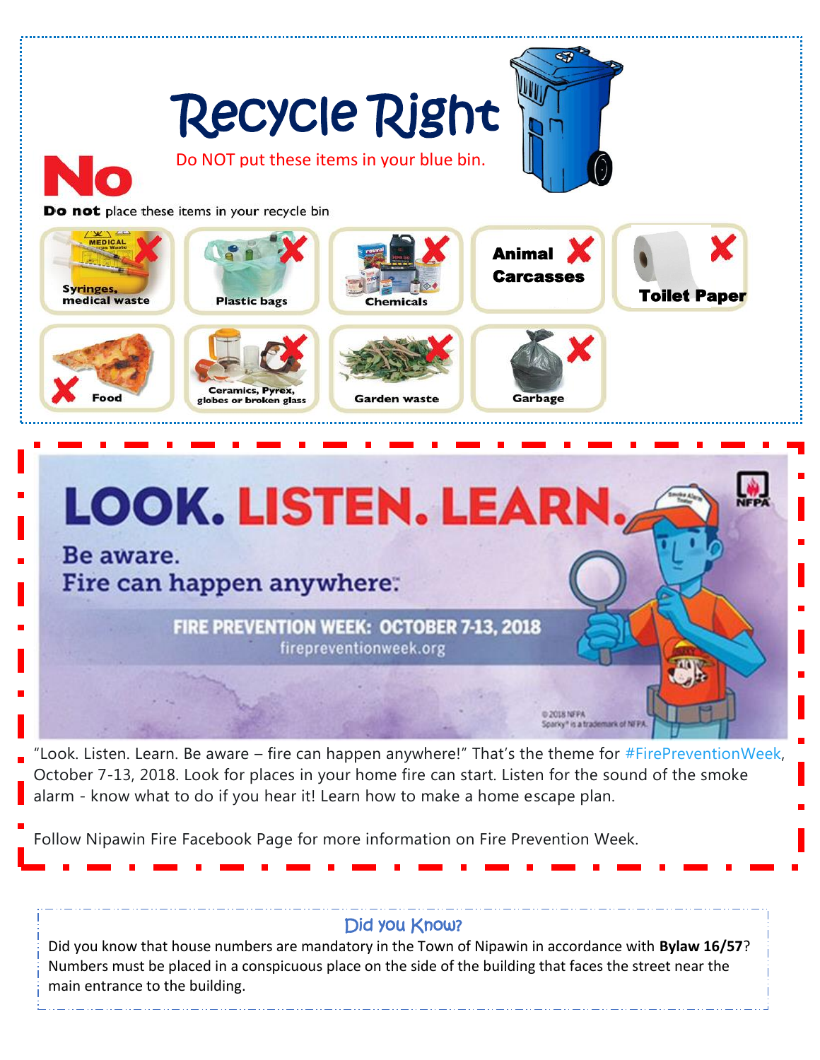# Recycle Right

Do NOT put these items in your blue bin.

**No**

**Do not** place these items in your recycle bin

- Syringes, medical waste
- Plastic bags
- Chemicals
- Animal Carcasses
- Toilet Paper
- Food
- Ceramics, Pyrex, globes or broken glass
- Garden waste
- Garbage

# LOOK. LISTEN. LEARN.

Be aware.
Fire can happen anywhere.

FIRE PREVENTION WEEK: OCTOBER 7-13, 2018
firepreventionweek.org

"Look. Listen. Learn. Be aware – fire can happen anywhere!" That's the theme for #FirePreventionWeek, October 7-13, 2018. Look for places in your home fire can start. Listen for the sound of the smoke alarm - know what to do if you hear it! Learn how to make a home escape plan.

Follow Nipawin Fire Facebook Page for more information on Fire Prevention Week.

## Did you Know?

Did you know that house numbers are mandatory in the Town of Nipawin in accordance with **Bylaw 16/57**? Numbers must be placed in a conspicuous place on the side of the building that faces the street near the main entrance to the building.